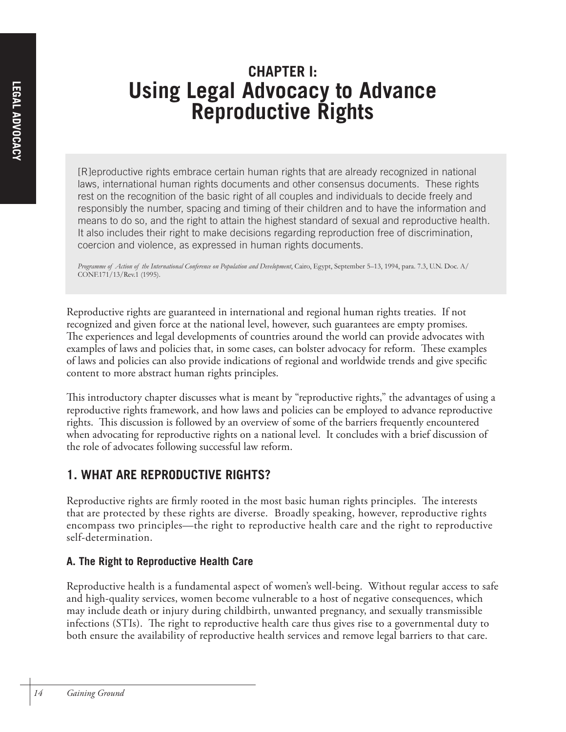# CHAPTER I: Using Legal Advocacy to Advance Reproductive Rights

> [R]eproductive rights embrace certain human rights that are already recognized in national laws, international human rights documents and other consensus documents. These rights rest on the recognition of the basic right of all couples and individuals to decide freely and responsibly the number, spacing and timing of their children and to have the information and means to do so, and the right to attain the highest standard of sexual and reproductive health. It also includes their right to make decisions regarding reproduction free of discrimination, coercion and violence, as expressed in human rights documents.
>
> *Programme of Action of the International Conference on Population and Development*, Cairo, Egypt, September 5–13, 1994, para. 7.3, U.N. Doc. A/CONF.171/13/Rev.1 (1995).

Reproductive rights are guaranteed in international and regional human rights treaties. If not recognized and given force at the national level, however, such guarantees are empty promises. The experiences and legal developments of countries around the world can provide advocates with examples of laws and policies that, in some cases, can bolster advocacy for reform. These examples of laws and policies can also provide indications of regional and worldwide trends and give specific content to more abstract human rights principles.

This introductory chapter discusses what is meant by "reproductive rights," the advantages of using a reproductive rights framework, and how laws and policies can be employed to advance reproductive rights. This discussion is followed by an overview of some of the barriers frequently encountered when advocating for reproductive rights on a national level. It concludes with a brief discussion of the role of advocates following successful law reform.

## 1. WHAT ARE REPRODUCTIVE RIGHTS?

Reproductive rights are firmly rooted in the most basic human rights principles. The interests that are protected by these rights are diverse. Broadly speaking, however, reproductive rights encompass two principles—the right to reproductive health care and the right to reproductive self-determination.

### A. The Right to Reproductive Health Care

Reproductive health is a fundamental aspect of women's well-being. Without regular access to safe and high-quality services, women become vulnerable to a host of negative consequences, which may include death or injury during childbirth, unwanted pregnancy, and sexually transmissible infections (STIs). The right to reproductive health care thus gives rise to a governmental duty to both ensure the availability of reproductive health services and remove legal barriers to that care.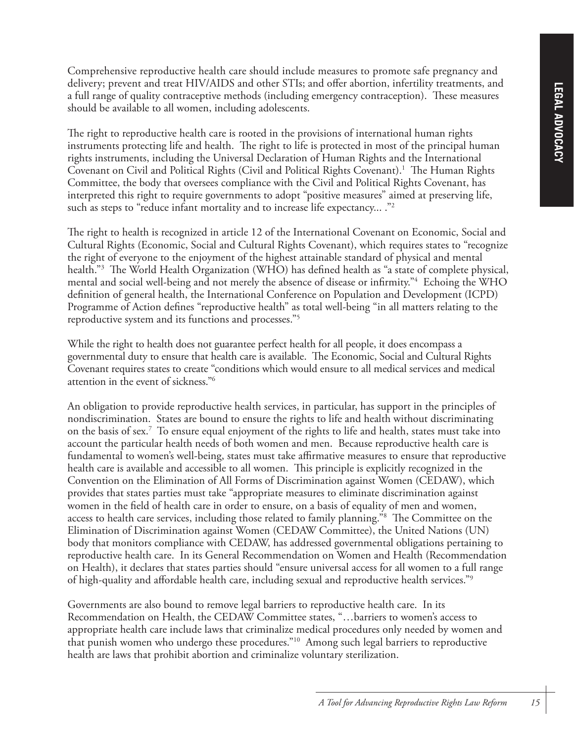Comprehensive reproductive health care should include measures to promote safe pregnancy and delivery; prevent and treat HIV/AIDS and other STIs; and offer abortion, infertility treatments, and a full range of quality contraceptive methods (including emergency contraception). These measures should be available to all women, including adolescents.

The right to reproductive health care is rooted in the provisions of international human rights instruments protecting life and health. The right to life is protected in most of the principal human rights instruments, including the Universal Declaration of Human Rights and the International Covenant on Civil and Political Rights (Civil and Political Rights Covenant).[1] The Human Rights Committee, the body that oversees compliance with the Civil and Political Rights Covenant, has interpreted this right to require governments to adopt "positive measures" aimed at preserving life, such as steps to "reduce infant mortality and to increase life expectancy... ."[2]

The right to health is recognized in article 12 of the International Covenant on Economic, Social and Cultural Rights (Economic, Social and Cultural Rights Covenant), which requires states to "recognize the right of everyone to the enjoyment of the highest attainable standard of physical and mental health."[3] The World Health Organization (WHO) has defined health as "a state of complete physical, mental and social well-being and not merely the absence of disease or infirmity."[4] Echoing the WHO definition of general health, the International Conference on Population and Development (ICPD) Programme of Action defines "reproductive health" as total well-being "in all matters relating to the reproductive system and its functions and processes."[5]

While the right to health does not guarantee perfect health for all people, it does encompass a governmental duty to ensure that health care is available. The Economic, Social and Cultural Rights Covenant requires states to create "conditions which would ensure to all medical services and medical attention in the event of sickness."[6]

An obligation to provide reproductive health services, in particular, has support in the principles of nondiscrimination. States are bound to ensure the rights to life and health without discriminating on the basis of sex.[7] To ensure equal enjoyment of the rights to life and health, states must take into account the particular health needs of both women and men. Because reproductive health care is fundamental to women's well-being, states must take affirmative measures to ensure that reproductive health care is available and accessible to all women. This principle is explicitly recognized in the Convention on the Elimination of All Forms of Discrimination against Women (CEDAW), which provides that states parties must take "appropriate measures to eliminate discrimination against women in the field of health care in order to ensure, on a basis of equality of men and women, access to health care services, including those related to family planning."[8] The Committee on the Elimination of Discrimination against Women (CEDAW Committee), the United Nations (UN) body that monitors compliance with CEDAW, has addressed governmental obligations pertaining to reproductive health care. In its General Recommendation on Women and Health (Recommendation on Health), it declares that states parties should "ensure universal access for all women to a full range of high-quality and affordable health care, including sexual and reproductive health services."[9]

Governments are also bound to remove legal barriers to reproductive health care. In its Recommendation on Health, the CEDAW Committee states, "…barriers to women's access to appropriate health care include laws that criminalize medical procedures only needed by women and that punish women who undergo these procedures."[10] Among such legal barriers to reproductive health are laws that prohibit abortion and criminalize voluntary sterilization.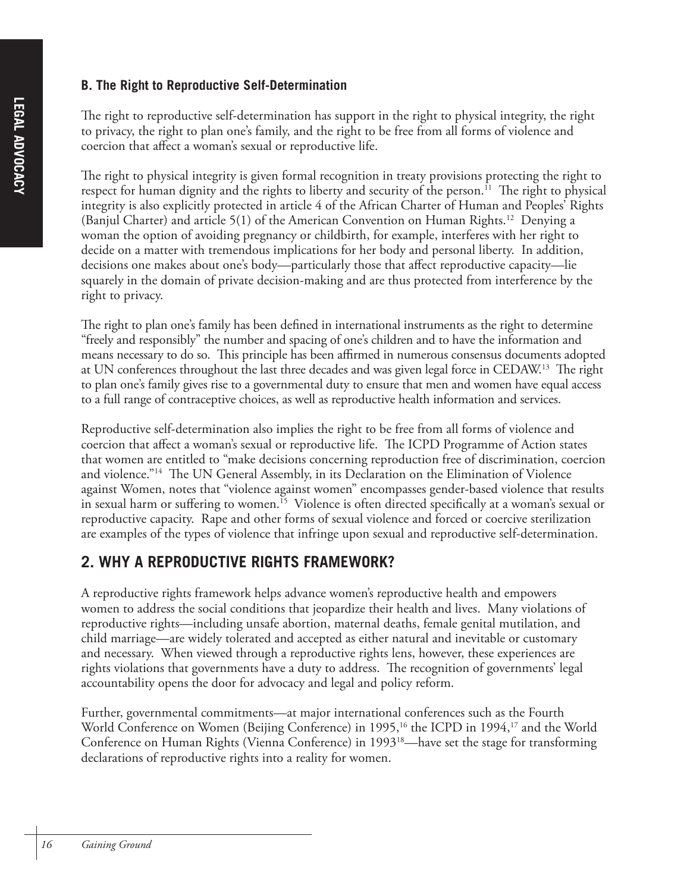### B. The Right to Reproductive Self-Determination

The right to reproductive self-determination has support in the right to physical integrity, the right to privacy, the right to plan one's family, and the right to be free from all forms of violence and coercion that affect a woman's sexual or reproductive life.

The right to physical integrity is given formal recognition in treaty provisions protecting the right to respect for human dignity and the rights to liberty and security of the person.[11] The right to physical integrity is also explicitly protected in article 4 of the African Charter of Human and Peoples' Rights (Banjul Charter) and article 5(1) of the American Convention on Human Rights.[12] Denying a woman the option of avoiding pregnancy or childbirth, for example, interferes with her right to decide on a matter with tremendous implications for her body and personal liberty. In addition, decisions one makes about one's body—particularly those that affect reproductive capacity—lie squarely in the domain of private decision-making and are thus protected from interference by the right to privacy.

The right to plan one's family has been defined in international instruments as the right to determine "freely and responsibly" the number and spacing of one's children and to have the information and means necessary to do so. This principle has been affirmed in numerous consensus documents adopted at UN conferences throughout the last three decades and was given legal force in CEDAW.[13] The right to plan one's family gives rise to a governmental duty to ensure that men and women have equal access to a full range of contraceptive choices, as well as reproductive health information and services.

Reproductive self-determination also implies the right to be free from all forms of violence and coercion that affect a woman's sexual or reproductive life. The ICPD Programme of Action states that women are entitled to "make decisions concerning reproduction free of discrimination, coercion and violence."[14] The UN General Assembly, in its Declaration on the Elimination of Violence against Women, notes that "violence against women" encompasses gender-based violence that results in sexual harm or suffering to women.[15] Violence is often directed specifically at a woman's sexual or reproductive capacity. Rape and other forms of sexual violence and forced or coercive sterilization are examples of the types of violence that infringe upon sexual and reproductive self-determination.

## 2. WHY A REPRODUCTIVE RIGHTS FRAMEWORK?

A reproductive rights framework helps advance women's reproductive health and empowers women to address the social conditions that jeopardize their health and lives. Many violations of reproductive rights—including unsafe abortion, maternal deaths, female genital mutilation, and child marriage—are widely tolerated and accepted as either natural and inevitable or customary and necessary. When viewed through a reproductive rights lens, however, these experiences are rights violations that governments have a duty to address. The recognition of governments' legal accountability opens the door for advocacy and legal and policy reform.

Further, governmental commitments—at major international conferences such as the Fourth World Conference on Women (Beijing Conference) in 1995,[16] the ICPD in 1994,[17] and the World Conference on Human Rights (Vienna Conference) in 1993[18]—have set the stage for transforming declarations of reproductive rights into a reality for women.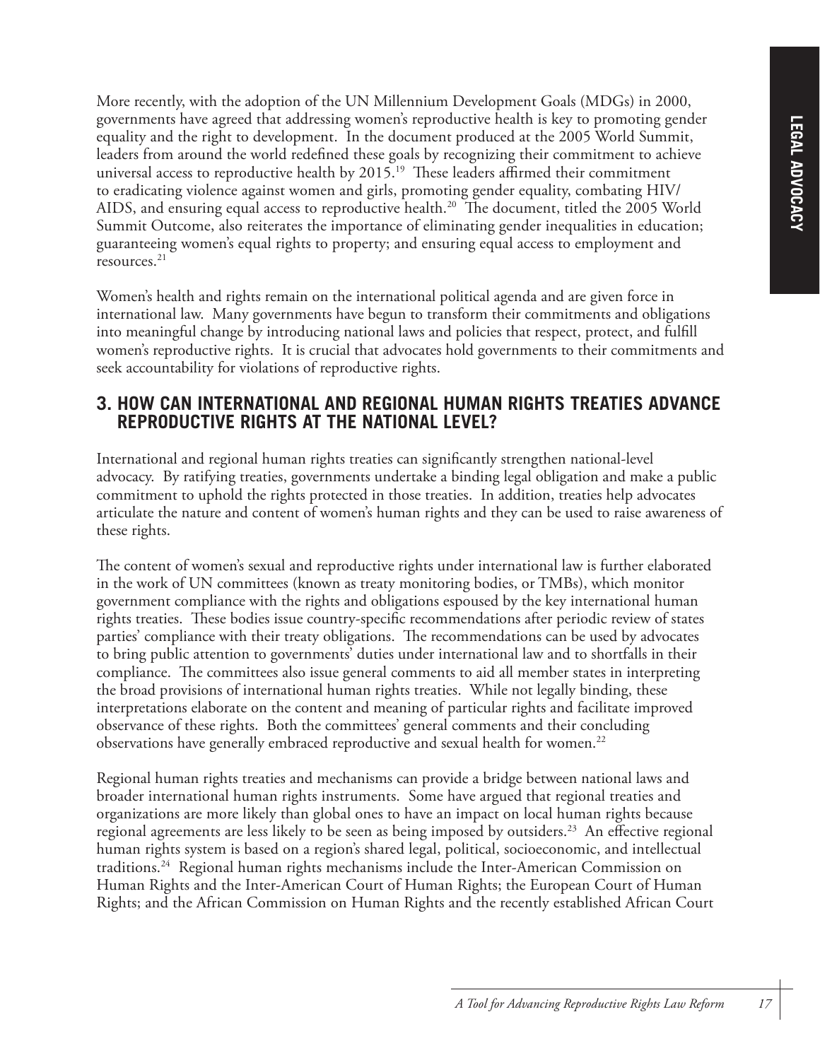More recently, with the adoption of the UN Millennium Development Goals (MDGs) in 2000, governments have agreed that addressing women's reproductive health is key to promoting gender equality and the right to development. In the document produced at the 2005 World Summit, leaders from around the world redefined these goals by recognizing their commitment to achieve universal access to reproductive health by 2015.[19] These leaders affirmed their commitment to eradicating violence against women and girls, promoting gender equality, combating HIV/AIDS, and ensuring equal access to reproductive health.[20] The document, titled the 2005 World Summit Outcome, also reiterates the importance of eliminating gender inequalities in education; guaranteeing women's equal rights to property; and ensuring equal access to employment and resources.[21]

Women's health and rights remain on the international political agenda and are given force in international law. Many governments have begun to transform their commitments and obligations into meaningful change by introducing national laws and policies that respect, protect, and fulfill women's reproductive rights. It is crucial that advocates hold governments to their commitments and seek accountability for violations of reproductive rights.

## 3. HOW CAN INTERNATIONAL AND REGIONAL HUMAN RIGHTS TREATIES ADVANCE REPRODUCTIVE RIGHTS AT THE NATIONAL LEVEL?

International and regional human rights treaties can significantly strengthen national-level advocacy. By ratifying treaties, governments undertake a binding legal obligation and make a public commitment to uphold the rights protected in those treaties. In addition, treaties help advocates articulate the nature and content of women's human rights and they can be used to raise awareness of these rights.

The content of women's sexual and reproductive rights under international law is further elaborated in the work of UN committees (known as treaty monitoring bodies, or TMBs), which monitor government compliance with the rights and obligations espoused by the key international human rights treaties. These bodies issue country-specific recommendations after periodic review of states parties' compliance with their treaty obligations. The recommendations can be used by advocates to bring public attention to governments' duties under international law and to shortfalls in their compliance. The committees also issue general comments to aid all member states in interpreting the broad provisions of international human rights treaties. While not legally binding, these interpretations elaborate on the content and meaning of particular rights and facilitate improved observance of these rights. Both the committees' general comments and their concluding observations have generally embraced reproductive and sexual health for women.[22]

Regional human rights treaties and mechanisms can provide a bridge between national laws and broader international human rights instruments. Some have argued that regional treaties and organizations are more likely than global ones to have an impact on local human rights because regional agreements are less likely to be seen as being imposed by outsiders.[23] An effective regional human rights system is based on a region's shared legal, political, socioeconomic, and intellectual traditions.[24] Regional human rights mechanisms include the Inter-American Commission on Human Rights and the Inter-American Court of Human Rights; the European Court of Human Rights; and the African Commission on Human Rights and the recently established African Court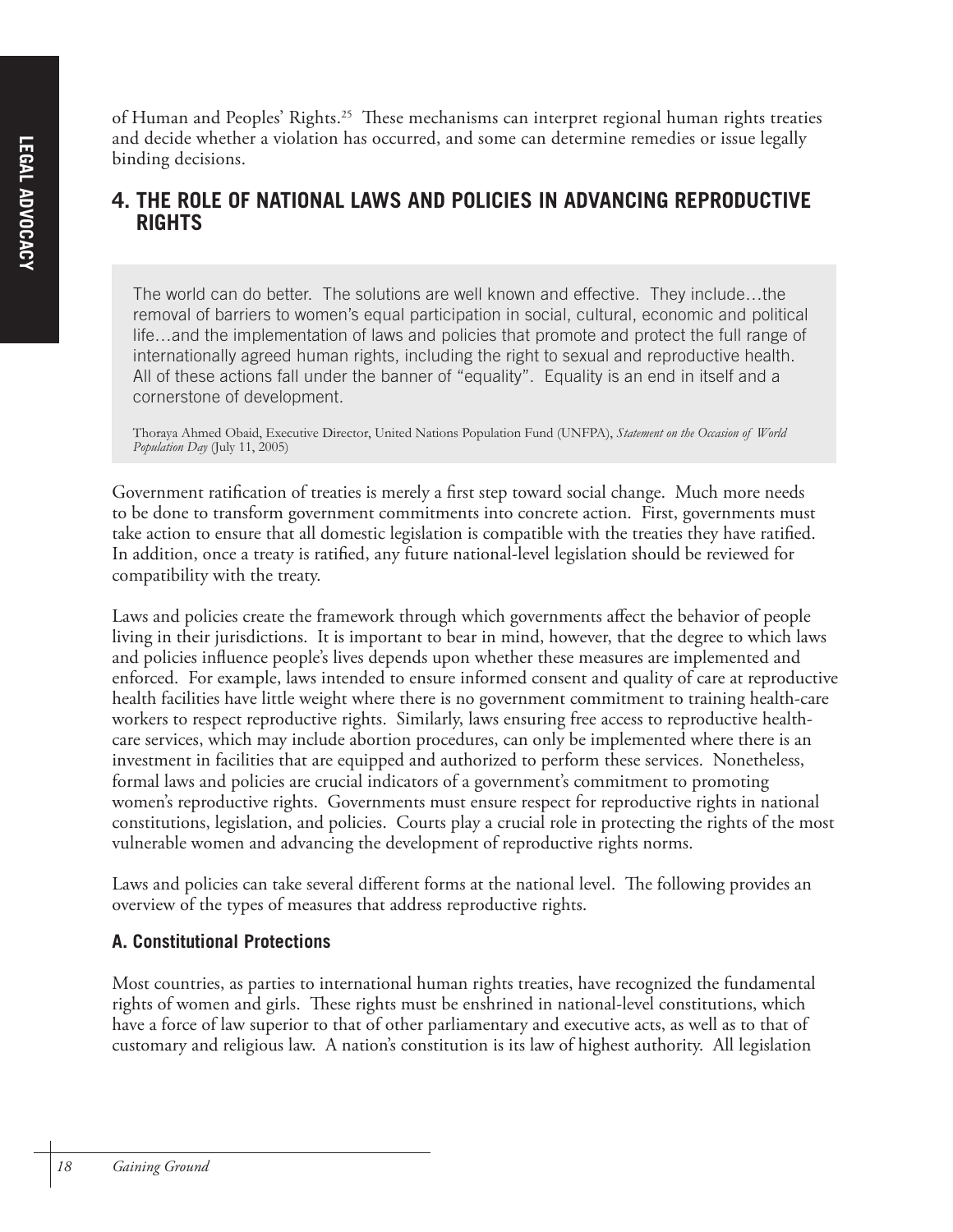of Human and Peoples' Rights.[25] These mechanisms can interpret regional human rights treaties and decide whether a violation has occurred, and some can determine remedies or issue legally binding decisions.

## 4. THE ROLE OF NATIONAL LAWS AND POLICIES IN ADVANCING REPRODUCTIVE RIGHTS

> The world can do better. The solutions are well known and effective. They include…the removal of barriers to women's equal participation in social, cultural, economic and political life…and the implementation of laws and policies that promote and protect the full range of internationally agreed human rights, including the right to sexual and reproductive health. All of these actions fall under the banner of "equality". Equality is an end in itself and a cornerstone of development.
>
> Thoraya Ahmed Obaid, Executive Director, United Nations Population Fund (UNFPA), *Statement on the Occasion of World Population Day* (July 11, 2005)

Government ratification of treaties is merely a first step toward social change. Much more needs to be done to transform government commitments into concrete action. First, governments must take action to ensure that all domestic legislation is compatible with the treaties they have ratified. In addition, once a treaty is ratified, any future national-level legislation should be reviewed for compatibility with the treaty.

Laws and policies create the framework through which governments affect the behavior of people living in their jurisdictions. It is important to bear in mind, however, that the degree to which laws and policies influence people's lives depends upon whether these measures are implemented and enforced. For example, laws intended to ensure informed consent and quality of care at reproductive health facilities have little weight where there is no government commitment to training health-care workers to respect reproductive rights. Similarly, laws ensuring free access to reproductive health-care services, which may include abortion procedures, can only be implemented where there is an investment in facilities that are equipped and authorized to perform these services. Nonetheless, formal laws and policies are crucial indicators of a government's commitment to promoting women's reproductive rights. Governments must ensure respect for reproductive rights in national constitutions, legislation, and policies. Courts play a crucial role in protecting the rights of the most vulnerable women and advancing the development of reproductive rights norms.

Laws and policies can take several different forms at the national level. The following provides an overview of the types of measures that address reproductive rights.

### A. Constitutional Protections

Most countries, as parties to international human rights treaties, have recognized the fundamental rights of women and girls. These rights must be enshrined in national-level constitutions, which have a force of law superior to that of other parliamentary and executive acts, as well as to that of customary and religious law. A nation's constitution is its law of highest authority. All legislation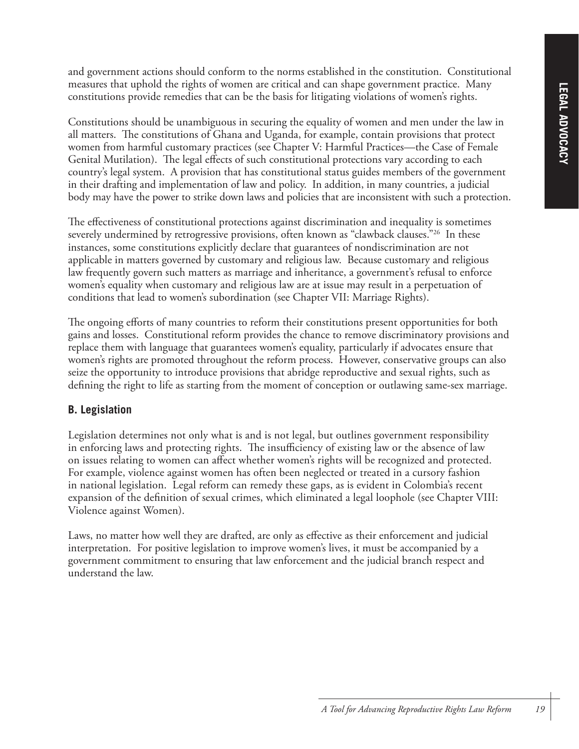and government actions should conform to the norms established in the constitution. Constitutional measures that uphold the rights of women are critical and can shape government practice. Many constitutions provide remedies that can be the basis for litigating violations of women's rights.

Constitutions should be unambiguous in securing the equality of women and men under the law in all matters. The constitutions of Ghana and Uganda, for example, contain provisions that protect women from harmful customary practices (see Chapter V: Harmful Practices—the Case of Female Genital Mutilation). The legal effects of such constitutional protections vary according to each country's legal system. A provision that has constitutional status guides members of the government in their drafting and implementation of law and policy. In addition, in many countries, a judicial body may have the power to strike down laws and policies that are inconsistent with such a protection.

The effectiveness of constitutional protections against discrimination and inequality is sometimes severely undermined by retrogressive provisions, often known as "clawback clauses."[26] In these instances, some constitutions explicitly declare that guarantees of nondiscrimination are not applicable in matters governed by customary and religious law. Because customary and religious law frequently govern such matters as marriage and inheritance, a government's refusal to enforce women's equality when customary and religious law are at issue may result in a perpetuation of conditions that lead to women's subordination (see Chapter VII: Marriage Rights).

The ongoing efforts of many countries to reform their constitutions present opportunities for both gains and losses. Constitutional reform provides the chance to remove discriminatory provisions and replace them with language that guarantees women's equality, particularly if advocates ensure that women's rights are promoted throughout the reform process. However, conservative groups can also seize the opportunity to introduce provisions that abridge reproductive and sexual rights, such as defining the right to life as starting from the moment of conception or outlawing same-sex marriage.

### B. Legislation

Legislation determines not only what is and is not legal, but outlines government responsibility in enforcing laws and protecting rights. The insufficiency of existing law or the absence of law on issues relating to women can affect whether women's rights will be recognized and protected. For example, violence against women has often been neglected or treated in a cursory fashion in national legislation. Legal reform can remedy these gaps, as is evident in Colombia's recent expansion of the definition of sexual crimes, which eliminated a legal loophole (see Chapter VIII: Violence against Women).

Laws, no matter how well they are drafted, are only as effective as their enforcement and judicial interpretation. For positive legislation to improve women's lives, it must be accompanied by a government commitment to ensuring that law enforcement and the judicial branch respect and understand the law.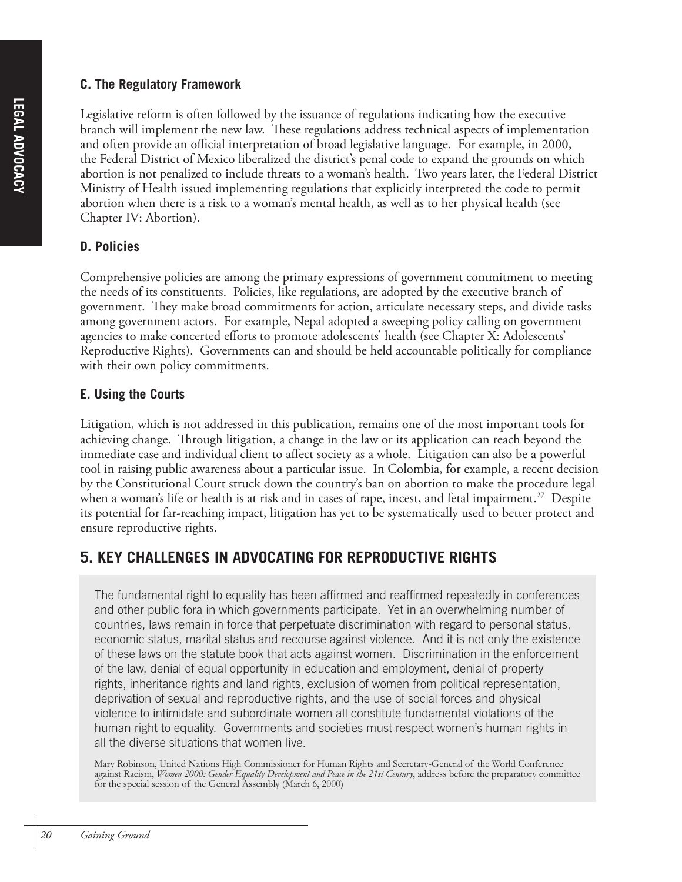### C. The Regulatory Framework

Legislative reform is often followed by the issuance of regulations indicating how the executive branch will implement the new law. These regulations address technical aspects of implementation and often provide an official interpretation of broad legislative language. For example, in 2000, the Federal District of Mexico liberalized the district's penal code to expand the grounds on which abortion is not penalized to include threats to a woman's health. Two years later, the Federal District Ministry of Health issued implementing regulations that explicitly interpreted the code to permit abortion when there is a risk to a woman's mental health, as well as to her physical health (see Chapter IV: Abortion).

### D. Policies

Comprehensive policies are among the primary expressions of government commitment to meeting the needs of its constituents. Policies, like regulations, are adopted by the executive branch of government. They make broad commitments for action, articulate necessary steps, and divide tasks among government actors. For example, Nepal adopted a sweeping policy calling on government agencies to make concerted efforts to promote adolescents' health (see Chapter X: Adolescents' Reproductive Rights). Governments can and should be held accountable politically for compliance with their own policy commitments.

### E. Using the Courts

Litigation, which is not addressed in this publication, remains one of the most important tools for achieving change. Through litigation, a change in the law or its application can reach beyond the immediate case and individual client to affect society as a whole. Litigation can also be a powerful tool in raising public awareness about a particular issue. In Colombia, for example, a recent decision by the Constitutional Court struck down the country's ban on abortion to make the procedure legal when a woman's life or health is at risk and in cases of rape, incest, and fetal impairment.[27] Despite its potential for far-reaching impact, litigation has yet to be systematically used to better protect and ensure reproductive rights.

## 5. KEY CHALLENGES IN ADVOCATING FOR REPRODUCTIVE RIGHTS

> The fundamental right to equality has been affirmed and reaffirmed repeatedly in conferences and other public fora in which governments participate. Yet in an overwhelming number of countries, laws remain in force that perpetuate discrimination with regard to personal status, economic status, marital status and recourse against violence. And it is not only the existence of these laws on the statute book that acts against women. Discrimination in the enforcement of the law, denial of equal opportunity in education and employment, denial of property rights, inheritance rights and land rights, exclusion of women from political representation, deprivation of sexual and reproductive rights, and the use of social forces and physical violence to intimidate and subordinate women all constitute fundamental violations of the human right to equality. Governments and societies must respect women's human rights in all the diverse situations that women live.
>
> Mary Robinson, United Nations High Commissioner for Human Rights and Secretary-General of the World Conference against Racism, *Women 2000: Gender Equality Development and Peace in the 21st Century*, address before the preparatory committee for the special session of the General Assembly (March 6, 2000)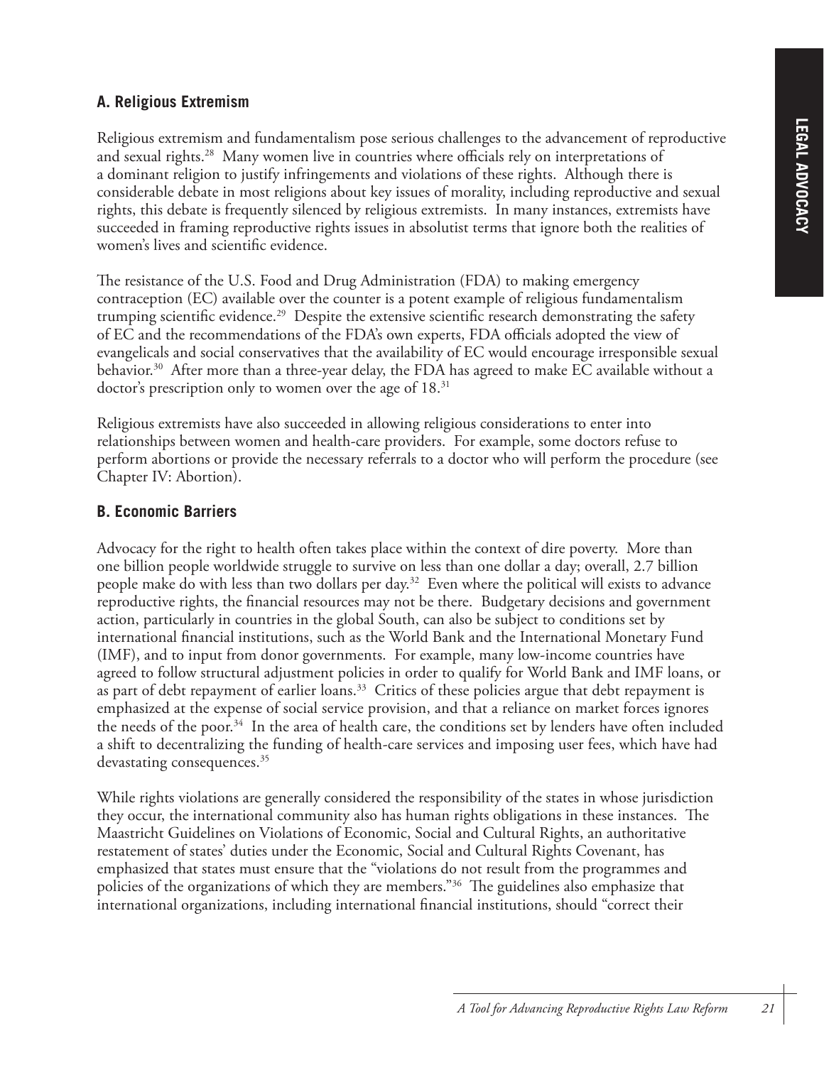### A. Religious Extremism

Religious extremism and fundamentalism pose serious challenges to the advancement of reproductive and sexual rights.[28] Many women live in countries where officials rely on interpretations of a dominant religion to justify infringements and violations of these rights. Although there is considerable debate in most religions about key issues of morality, including reproductive and sexual rights, this debate is frequently silenced by religious extremists. In many instances, extremists have succeeded in framing reproductive rights issues in absolutist terms that ignore both the realities of women's lives and scientific evidence.

The resistance of the U.S. Food and Drug Administration (FDA) to making emergency contraception (EC) available over the counter is a potent example of religious fundamentalism trumping scientific evidence.[29] Despite the extensive scientific research demonstrating the safety of EC and the recommendations of the FDA's own experts, FDA officials adopted the view of evangelicals and social conservatives that the availability of EC would encourage irresponsible sexual behavior.[30] After more than a three-year delay, the FDA has agreed to make EC available without a doctor's prescription only to women over the age of 18.[31]

Religious extremists have also succeeded in allowing religious considerations to enter into relationships between women and health-care providers. For example, some doctors refuse to perform abortions or provide the necessary referrals to a doctor who will perform the procedure (see Chapter IV: Abortion).

### B. Economic Barriers

Advocacy for the right to health often takes place within the context of dire poverty. More than one billion people worldwide struggle to survive on less than one dollar a day; overall, 2.7 billion people make do with less than two dollars per day.[32] Even where the political will exists to advance reproductive rights, the financial resources may not be there. Budgetary decisions and government action, particularly in countries in the global South, can also be subject to conditions set by international financial institutions, such as the World Bank and the International Monetary Fund (IMF), and to input from donor governments. For example, many low-income countries have agreed to follow structural adjustment policies in order to qualify for World Bank and IMF loans, or as part of debt repayment of earlier loans.[33] Critics of these policies argue that debt repayment is emphasized at the expense of social service provision, and that a reliance on market forces ignores the needs of the poor.[34] In the area of health care, the conditions set by lenders have often included a shift to decentralizing the funding of health-care services and imposing user fees, which have had devastating consequences.[35]

While rights violations are generally considered the responsibility of the states in whose jurisdiction they occur, the international community also has human rights obligations in these instances. The Maastricht Guidelines on Violations of Economic, Social and Cultural Rights, an authoritative restatement of states' duties under the Economic, Social and Cultural Rights Covenant, has emphasized that states must ensure that the "violations do not result from the programmes and policies of the organizations of which they are members."[36] The guidelines also emphasize that international organizations, including international financial institutions, should "correct their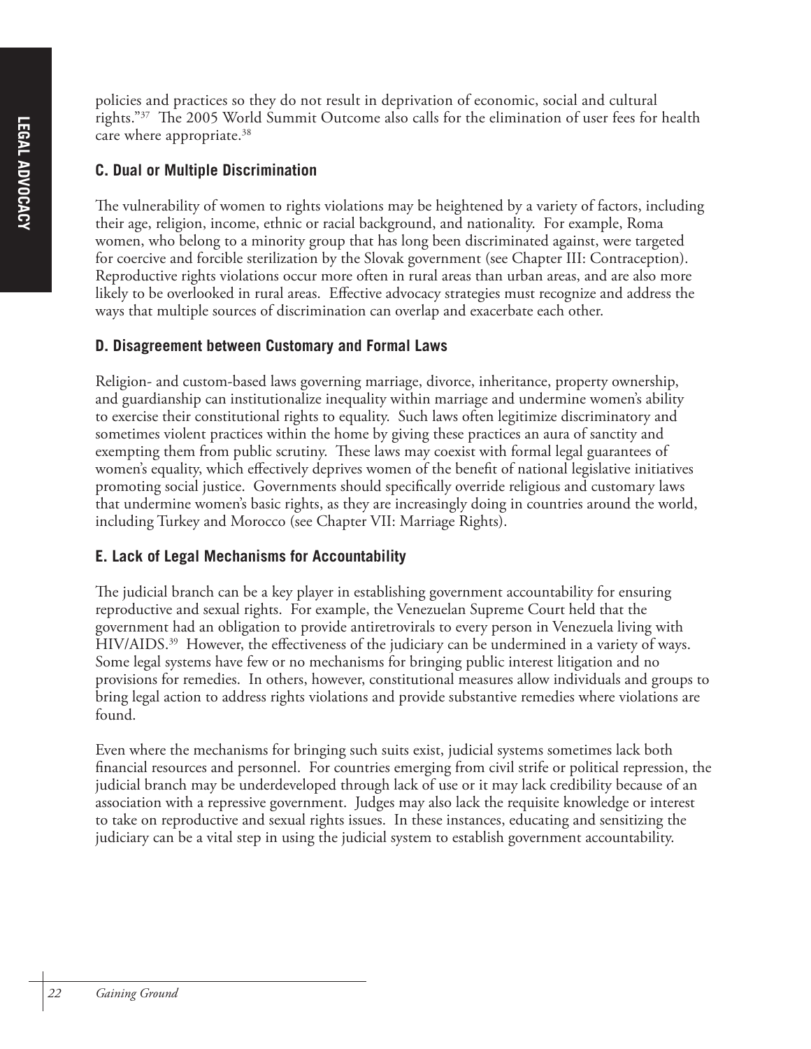policies and practices so they do not result in deprivation of economic, social and cultural rights."[37] The 2005 World Summit Outcome also calls for the elimination of user fees for health care where appropriate.[38]

### C. Dual or Multiple Discrimination

The vulnerability of women to rights violations may be heightened by a variety of factors, including their age, religion, income, ethnic or racial background, and nationality. For example, Roma women, who belong to a minority group that has long been discriminated against, were targeted for coercive and forcible sterilization by the Slovak government (see Chapter III: Contraception). Reproductive rights violations occur more often in rural areas than urban areas, and are also more likely to be overlooked in rural areas. Effective advocacy strategies must recognize and address the ways that multiple sources of discrimination can overlap and exacerbate each other.

### D. Disagreement between Customary and Formal Laws

Religion- and custom-based laws governing marriage, divorce, inheritance, property ownership, and guardianship can institutionalize inequality within marriage and undermine women's ability to exercise their constitutional rights to equality. Such laws often legitimize discriminatory and sometimes violent practices within the home by giving these practices an aura of sanctity and exempting them from public scrutiny. These laws may coexist with formal legal guarantees of women's equality, which effectively deprives women of the benefit of national legislative initiatives promoting social justice. Governments should specifically override religious and customary laws that undermine women's basic rights, as they are increasingly doing in countries around the world, including Turkey and Morocco (see Chapter VII: Marriage Rights).

### E. Lack of Legal Mechanisms for Accountability

The judicial branch can be a key player in establishing government accountability for ensuring reproductive and sexual rights. For example, the Venezuelan Supreme Court held that the government had an obligation to provide antiretrovirals to every person in Venezuela living with HIV/AIDS.[39] However, the effectiveness of the judiciary can be undermined in a variety of ways. Some legal systems have few or no mechanisms for bringing public interest litigation and no provisions for remedies. In others, however, constitutional measures allow individuals and groups to bring legal action to address rights violations and provide substantive remedies where violations are found.

Even where the mechanisms for bringing such suits exist, judicial systems sometimes lack both financial resources and personnel. For countries emerging from civil strife or political repression, the judicial branch may be underdeveloped through lack of use or it may lack credibility because of an association with a repressive government. Judges may also lack the requisite knowledge or interest to take on reproductive and sexual rights issues. In these instances, educating and sensitizing the judiciary can be a vital step in using the judicial system to establish government accountability.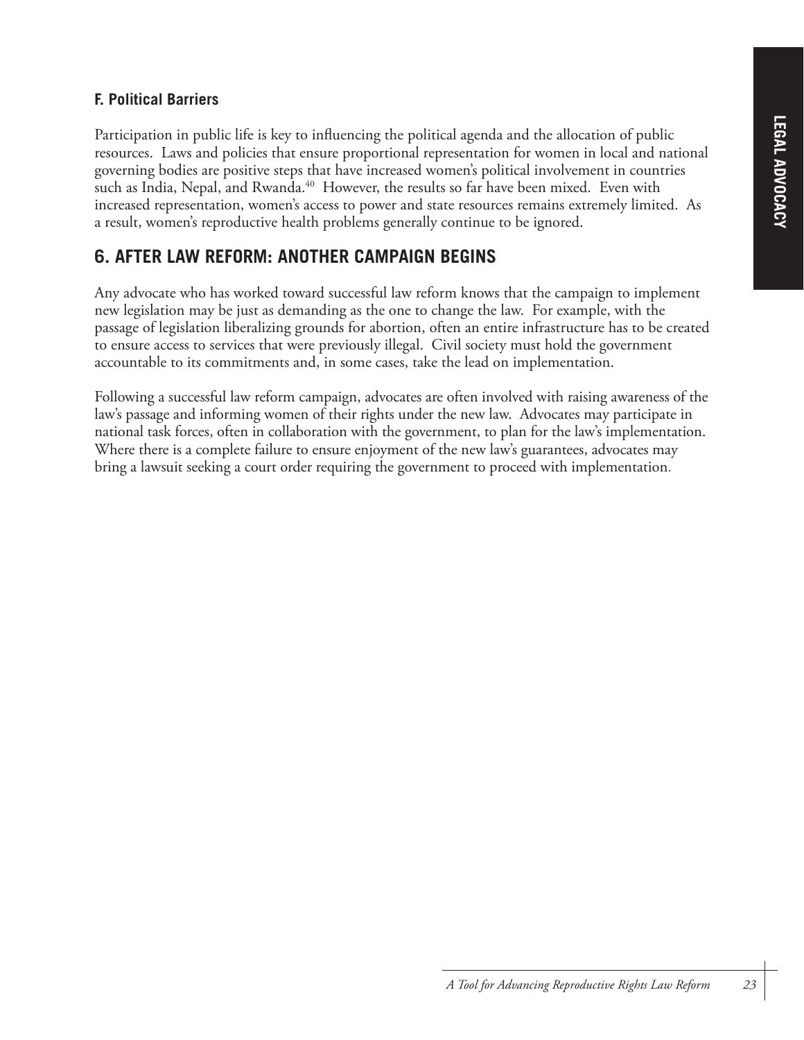### F. Political Barriers

Participation in public life is key to influencing the political agenda and the allocation of public resources. Laws and policies that ensure proportional representation for women in local and national governing bodies are positive steps that have increased women's political involvement in countries such as India, Nepal, and Rwanda.[40] However, the results so far have been mixed. Even with increased representation, women's access to power and state resources remains extremely limited. As a result, women's reproductive health problems generally continue to be ignored.

## 6. AFTER LAW REFORM: ANOTHER CAMPAIGN BEGINS

Any advocate who has worked toward successful law reform knows that the campaign to implement new legislation may be just as demanding as the one to change the law. For example, with the passage of legislation liberalizing grounds for abortion, often an entire infrastructure has to be created to ensure access to services that were previously illegal. Civil society must hold the government accountable to its commitments and, in some cases, take the lead on implementation.

Following a successful law reform campaign, advocates are often involved with raising awareness of the law's passage and informing women of their rights under the new law. Advocates may participate in national task forces, often in collaboration with the government, to plan for the law's implementation. Where there is a complete failure to ensure enjoyment of the new law's guarantees, advocates may bring a lawsuit seeking a court order requiring the government to proceed with implementation.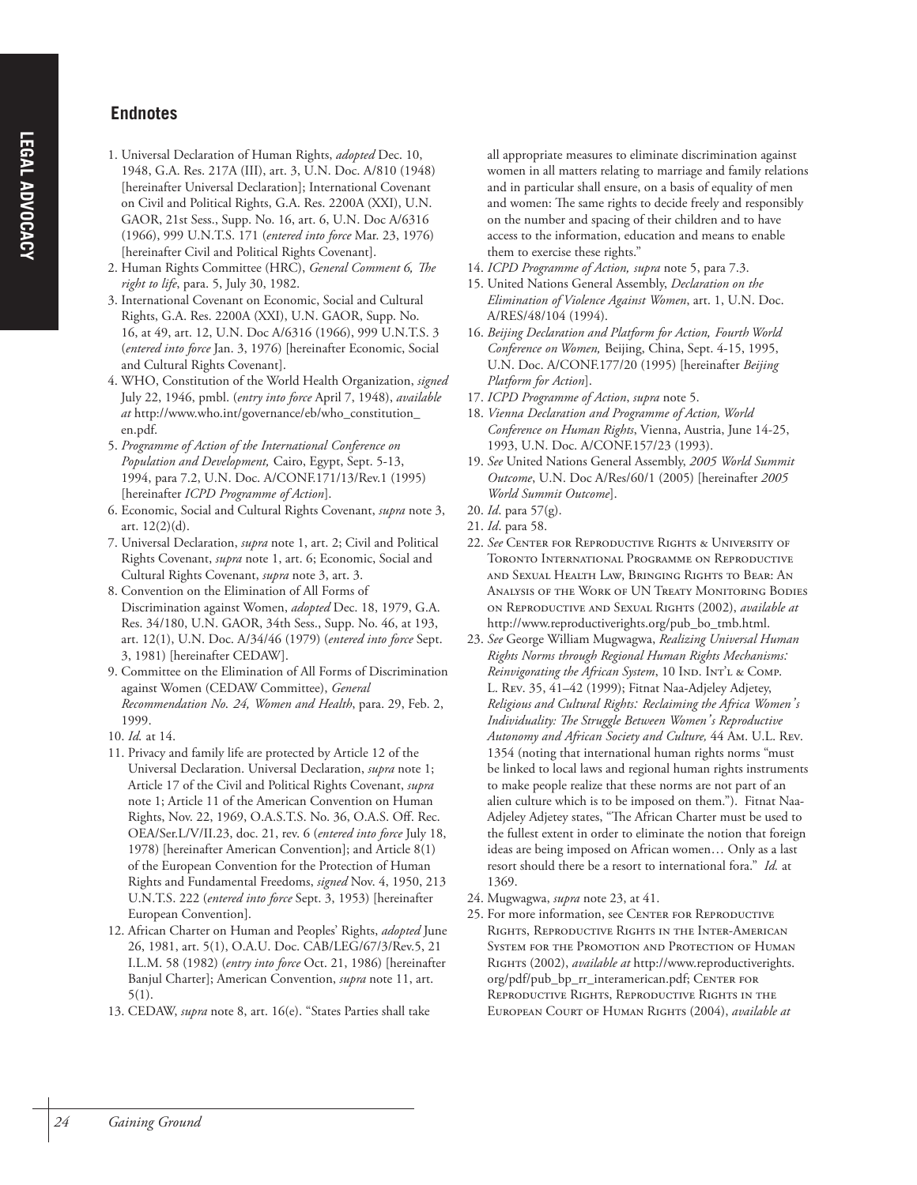## Endnotes

1. Universal Declaration of Human Rights, *adopted* Dec. 10, 1948, G.A. Res. 217A (III), art. 3, U.N. Doc. A/810 (1948) [hereinafter Universal Declaration]; International Covenant on Civil and Political Rights, G.A. Res. 2200A (XXI), U.N. GAOR, 21st Sess., Supp. No. 16, art. 6, U.N. Doc A/6316 (1966), 999 U.N.T.S. 171 (*entered into force* Mar. 23, 1976) [hereinafter Civil and Political Rights Covenant].
2. Human Rights Committee (HRC), *General Comment 6, The right to life*, para. 5, July 30, 1982.
3. International Covenant on Economic, Social and Cultural Rights, G.A. Res. 2200A (XXI), U.N. GAOR, Supp. No. 16, at 49, art. 12, U.N. Doc A/6316 (1966), 999 U.N.T.S. 3 (*entered into force* Jan. 3, 1976) [hereinafter Economic, Social and Cultural Rights Covenant].
4. WHO, Constitution of the World Health Organization, *signed* July 22, 1946, pmbl. (*entry into force* April 7, 1948), *available at* http://www.who.int/governance/eb/who_constitution_en.pdf.
5. *Programme of Action of the International Conference on Population and Development,* Cairo, Egypt, Sept. 5-13, 1994, para 7.2, U.N. Doc. A/CONF.171/13/Rev.1 (1995) [hereinafter *ICPD Programme of Action*].
6. Economic, Social and Cultural Rights Covenant, *supra* note 3, art. 12(2)(d).
7. Universal Declaration, *supra* note 1, art. 2; Civil and Political Rights Covenant, *supra* note 1, art. 6; Economic, Social and Cultural Rights Covenant, *supra* note 3, art. 3.
8. Convention on the Elimination of All Forms of Discrimination against Women, *adopted* Dec. 18, 1979, G.A. Res. 34/180, U.N. GAOR, 34th Sess., Supp. No. 46, at 193, art. 12(1), U.N. Doc. A/34/46 (1979) (*entered into force* Sept. 3, 1981) [hereinafter CEDAW].
9. Committee on the Elimination of All Forms of Discrimination against Women (CEDAW Committee), *General Recommendation No. 24, Women and Health*, para. 29, Feb. 2, 1999.
10. *Id.* at 14.
11. Privacy and family life are protected by Article 12 of the Universal Declaration. Universal Declaration, *supra* note 1; Article 17 of the Civil and Political Rights Covenant, *supra* note 1; Article 11 of the American Convention on Human Rights, Nov. 22, 1969, O.A.S.T.S. No. 36, O.A.S. Off. Rec. OEA/Ser.L/V/II.23, doc. 21, rev. 6 (*entered into force* July 18, 1978) [hereinafter American Convention]; and Article 8(1) of the European Convention for the Protection of Human Rights and Fundamental Freedoms, *signed* Nov. 4, 1950, 213 U.N.T.S. 222 (*entered into force* Sept. 3, 1953) [hereinafter European Convention].
12. African Charter on Human and Peoples' Rights, *adopted* June 26, 1981, art. 5(1), O.A.U. Doc. CAB/LEG/67/3/Rev.5, 21 I.L.M. 58 (1982) (*entry into force* Oct. 21, 1986) [hereinafter Banjul Charter]; American Convention, *supra* note 11, art. 5(1).
13. CEDAW, *supra* note 8, art. 16(e). "States Parties shall take all appropriate measures to eliminate discrimination against women in all matters relating to marriage and family relations and in particular shall ensure, on a basis of equality of men and women: The same rights to decide freely and responsibly on the number and spacing of their children and to have access to the information, education and means to enable them to exercise these rights."
14. *ICPD Programme of Action, supra* note 5, para 7.3.
15. United Nations General Assembly, *Declaration on the Elimination of Violence Against Women*, art. 1, U.N. Doc. A/RES/48/104 (1994).
16. *Beijing Declaration and Platform for Action, Fourth World Conference on Women,* Beijing, China, Sept. 4-15, 1995, U.N. Doc. A/CONF.177/20 (1995) [hereinafter *Beijing Platform for Action*].
17. *ICPD Programme of Action*, *supra* note 5.
18. *Vienna Declaration and Programme of Action, World Conference on Human Rights*, Vienna, Austria, June 14-25, 1993, U.N. Doc. A/CONF.157/23 (1993).
19. *See* United Nations General Assembly, *2005 World Summit Outcome*, U.N. Doc A/Res/60/1 (2005) [hereinafter *2005 World Summit Outcome*].
20. *Id*. para 57(g).
21. *Id*. para 58.
22. *See* Center for Reproductive Rights & University of Toronto International Programme on Reproductive and Sexual Health Law, Bringing Rights to Bear: An Analysis of the Work of UN Treaty Monitoring Bodies on Reproductive and Sexual Rights (2002), *available at* http://www.reproductiverights.org/pub_bo_tmb.html.
23. *See* George William Mugwagwa, *Realizing Universal Human Rights Norms through Regional Human Rights Mechanisms: Reinvigorating the African System*, 10 Ind. Int'l & Comp. L. Rev. 35, 41–42 (1999); Fitnat Naa-Adjeley Adjetey, *Religious and Cultural Rights: Reclaiming the Africa Women's Individuality: The Struggle Between Women's Reproductive Autonomy and African Society and Culture,* 44 Am. U.L. Rev. 1354 (noting that international human rights norms "must be linked to local laws and regional human rights instruments to make people realize that these norms are not part of an alien culture which is to be imposed on them."). Fitnat Naa-Adjeley Adjetey states, "The African Charter must be used to the fullest extent in order to eliminate the notion that foreign ideas are being imposed on African women… Only as a last resort should there be a resort to international fora." *Id.* at 1369.
24. Mugwagwa, *supra* note 23, at 41.
25. For more information, see Center for Reproductive Rights, Reproductive Rights in the Inter-American System for the Promotion and Protection of Human Rights (2002), *available at* http://www.reproductiverights.org/pdf/pub_bp_rr_interamerican.pdf; Center for Reproductive Rights, Reproductive Rights in the European Court of Human Rights (2004), *available at*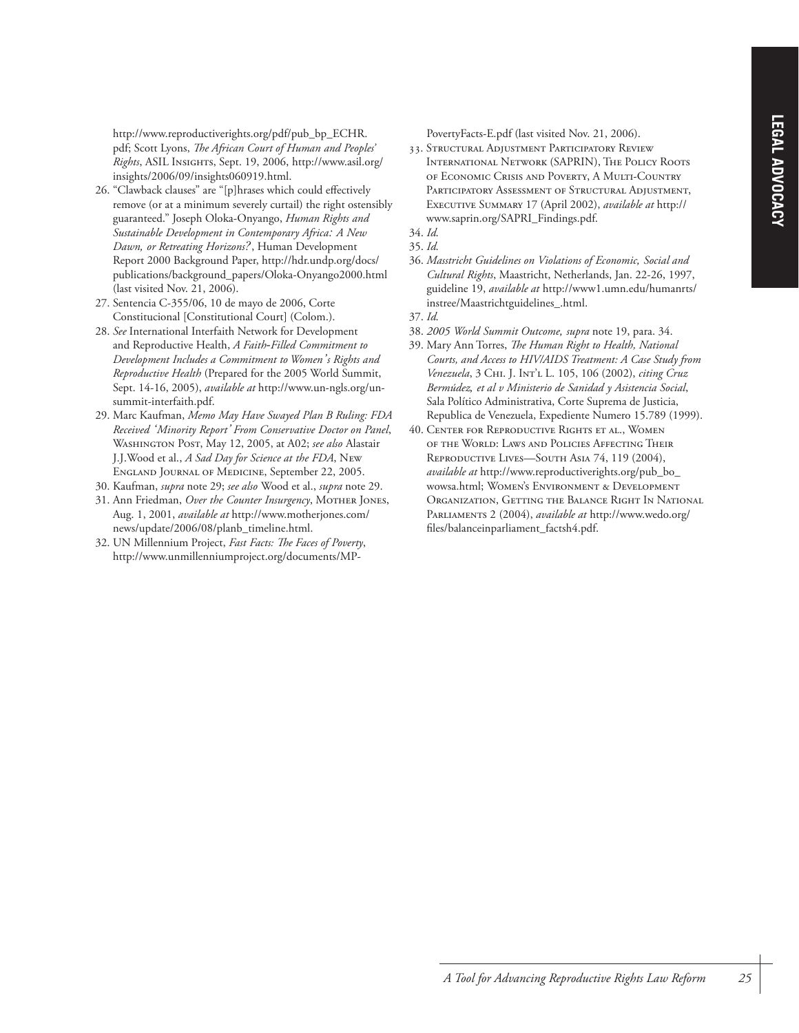http://www.reproductiverights.org/pdf/pub_bp_ECHR.pdf; Scott Lyons, *The African Court of Human and Peoples' Rights*, ASIL Insights, Sept. 19, 2006, http://www.asil.org/insights/2006/09/insights060919.html.

26. "Clawback clauses" are "[p]hrases which could effectively remove (or at a minimum severely curtail) the right ostensibly guaranteed." Joseph Oloka-Onyango, *Human Rights and Sustainable Development in Contemporary Africa: A New Dawn, or Retreating Horizons?*, Human Development Report 2000 Background Paper, http://hdr.undp.org/docs/publications/background_papers/Oloka-Onyango2000.html (last visited Nov. 21, 2006).
27. Sentencia C-355/06, 10 de mayo de 2006, Corte Constitucional [Constitutional Court] (Colom.).
28. *See* International Interfaith Network for Development and Reproductive Health, *A Faith-Filled Commitment to Development Includes a Commitment to Women's Rights and Reproductive Health* (Prepared for the 2005 World Summit, Sept. 14-16, 2005), *available at* http://www.un-ngls.org/un-summit-interfaith.pdf.
29. Marc Kaufman, *Memo May Have Swayed Plan B Ruling: FDA Received 'Minority Report' From Conservative Doctor on Panel*, Washington Post, May 12, 2005, at A02; *see also* Alastair J.J.Wood et al., *A Sad Day for Science at the FDA*, New England Journal of Medicine, September 22, 2005.
30. Kaufman, *supra* note 29; *see also* Wood et al., *supra* note 29.
31. Ann Friedman, *Over the Counter Insurgency*, Mother Jones, Aug. 1, 2001, *available at* http://www.motherjones.com/news/update/2006/08/planb_timeline.html.
32. UN Millennium Project, *Fast Facts: The Faces of Poverty*, http://www.unmillenniumproject.org/documents/MP-PovertyFacts-E.pdf (last visited Nov. 21, 2006).
33. Structural Adjustment Participatory Review International Network (SAPRIN), The Policy Roots of Economic Crisis and Poverty, A Multi-Country Participatory Assessment of Structural Adjustment, Executive Summary 17 (April 2002), *available at* http://www.saprin.org/SAPRI_Findings.pdf.
34. *Id.*
35. *Id.*
36. *Masstricht Guidelines on Violations of Economic, Social and Cultural Rights*, Maastricht, Netherlands, Jan. 22-26, 1997, guideline 19, *available at* http://www1.umn.edu/humanrts/instree/Maastrichtguidelines_.html.
37. *Id.*
38. *2005 World Summit Outcome, supra* note 19, para. 34.
39. Mary Ann Torres, *The Human Right to Health, National Courts, and Access to HIV/AIDS Treatment: A Case Study from Venezuela*, 3 Chi. J. Int'l L. 105, 106 (2002), *citing Cruz Bermúdez, et al v Ministerio de Sanidad y Asistencia Social*, Sala Político Administrativa, Corte Suprema de Justicia, Republica de Venezuela, Expediente Numero 15.789 (1999).
40. Center for Reproductive Rights et al., Women of the World: Laws and Policies Affecting Their Reproductive Lives—South Asia 74, 119 (2004), *available at* http://www.reproductiverights.org/pub_bo_wowsa.html; Women's Environment & Development Organization, Getting the Balance Right In National Parliaments 2 (2004), *available at* http://www.wedo.org/files/balanceinparliament_factsh4.pdf.